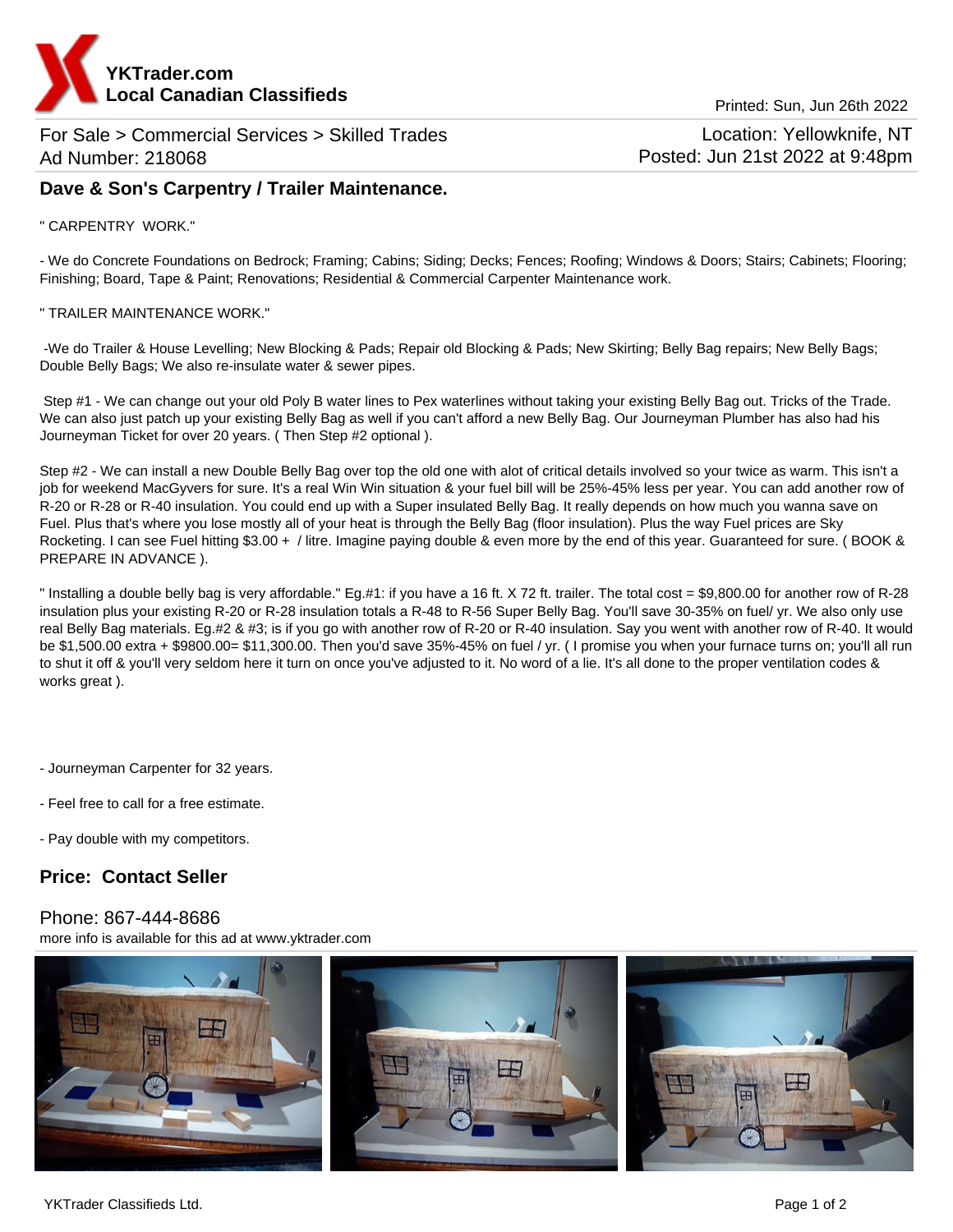**YKTrader.com**
**Local Canadian Classifieds**

Printed: Sun, Jun 26th 2022

For Sale > Commercial Services > Skilled Trades
Ad Number: 218068

Location: Yellowknife, NT
Posted: Jun 21st 2022 at 9:48pm

## Dave & Son's Carpentry / Trailer Maintenance.

" CARPENTRY WORK."

- We do Concrete Foundations on Bedrock; Framing; Cabins; Siding; Decks; Fences; Roofing; Windows & Doors; Stairs; Cabinets; Flooring; Finishing; Board, Tape & Paint; Renovations; Residential & Commercial Carpenter Maintenance work.

" TRAILER MAINTENANCE WORK."

-We do Trailer & House Levelling; New Blocking & Pads; Repair old Blocking & Pads; New Skirting; Belly Bag repairs; New Belly Bags; Double Belly Bags; We also re-insulate water & sewer pipes.

Step #1 - We can change out your old Poly B water lines to Pex waterlines without taking your existing Belly Bag out. Tricks of the Trade. We can also just patch up your existing Belly Bag as well if you can't afford a new Belly Bag. Our Journeyman Plumber has also had his Journeyman Ticket for over 20 years. ( Then Step #2 optional ).

Step #2 - We can install a new Double Belly Bag over top the old one with alot of critical details involved so your twice as warm. This isn't a job for weekend MacGyvers for sure. It's a real Win Win situation & your fuel bill will be 25%-45% less per year. You can add another row of R-20 or R-28 or R-40 insulation. You could end up with a Super insulated Belly Bag. It really depends on how much you wanna save on Fuel. Plus that's where you lose mostly all of your heat is through the Belly Bag (floor insulation). Plus the way Fuel prices are Sky Rocketing. I can see Fuel hitting $3.00 + / litre. Imagine paying double & even more by the end of this year. Guaranteed for sure. ( BOOK & PREPARE IN ADVANCE ).

" Installing a double belly bag is very affordable." Eg.#1: if you have a 16 ft. X 72 ft. trailer. The total cost = $9,800.00 for another row of R-28 insulation plus your existing R-20 or R-28 insulation totals a R-48 to R-56 Super Belly Bag. You'll save 30-35% on fuel/ yr. We also only use real Belly Bag materials. Eg.#2 & #3; is if you go with another row of R-20 or R-40 insulation. Say you went with another row of R-40. It would be $1,500.00 extra + $9800.00= $11,300.00. Then you'd save 35%-45% on fuel / yr. ( I promise you when your furnace turns on; you'll all run to shut it off & you'll very seldom here it turn on once you've adjusted to it. No word of a lie. It's all done to the proper ventilation codes & works great ).

- Journeyman Carpenter for 32 years.

- Feel free to call for a free estimate.

- Pay double with my competitors.

## Price: Contact Seller

Phone: 867-444-8686
more info is available for this ad at www.yktrader.com

YKTrader Classifieds Ltd.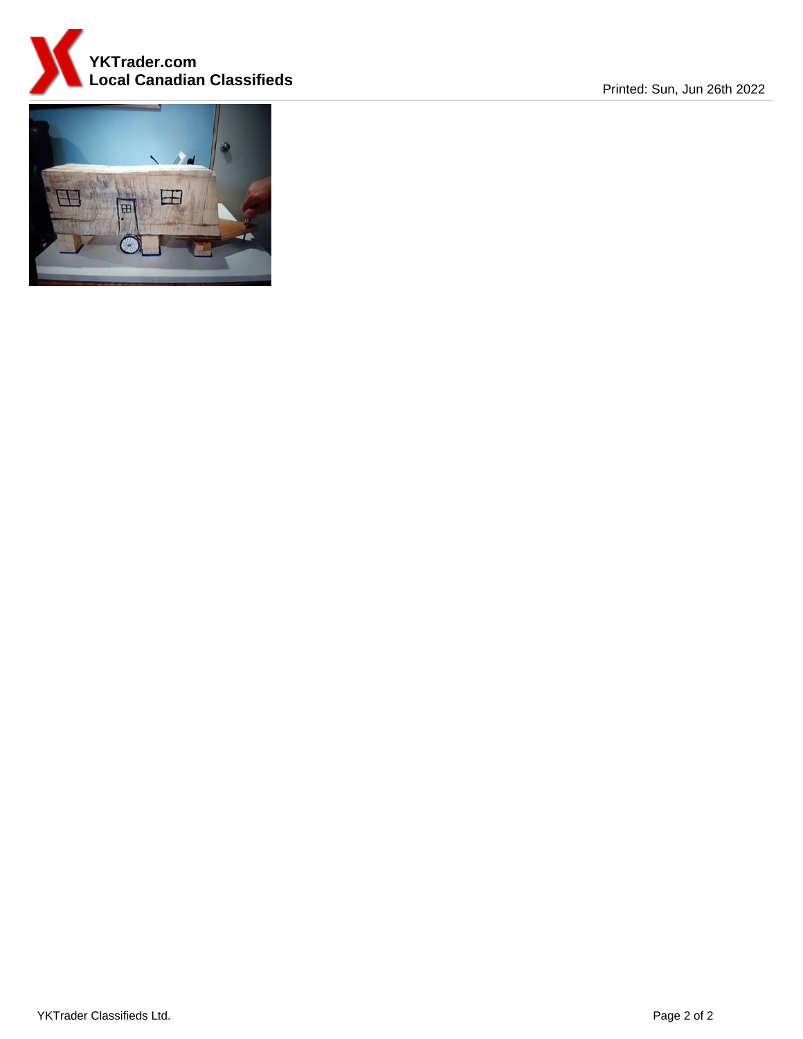YKTrader.com
Local Canadian Classifieds

Printed: Sun, Jun 26th 2022

YKTrader Classifieds Ltd.